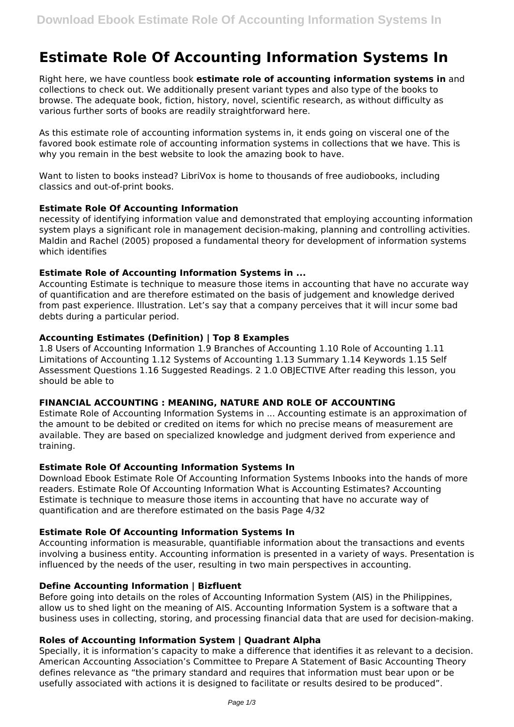# Estimate Role Of Accounting Information Systems In

Right here, we have countless book **estimate role of accounting information systems in** and collections to check out. We additionally present variant types and also type of the books to browse. The adequate book, fiction, history, novel, scientific research, as without difficulty as various further sorts of books are readily straightforward here.

As this estimate role of accounting information systems in, it ends going on visceral one of the favored book estimate role of accounting information systems in collections that we have. This is why you remain in the best website to look the amazing book to have.

Want to listen to books instead? LibriVox is home to thousands of free audiobooks, including classics and out-of-print books.

### Estimate Role Of Accounting Information

necessity of identifying information value and demonstrated that employing accounting information system plays a significant role in management decision-making, planning and controlling activities. Maldin and Rachel (2005) proposed a fundamental theory for development of information systems which identifies

### Estimate Role of Accounting Information Systems in ...

Accounting Estimate is technique to measure those items in accounting that have no accurate way of quantification and are therefore estimated on the basis of judgement and knowledge derived from past experience. Illustration. Let's say that a company perceives that it will incur some bad debts during a particular period.

### Accounting Estimates (Definition) | Top 8 Examples

1.8 Users of Accounting Information 1.9 Branches of Accounting 1.10 Role of Accounting 1.11 Limitations of Accounting 1.12 Systems of Accounting 1.13 Summary 1.14 Keywords 1.15 Self Assessment Questions 1.16 Suggested Readings. 2 1.0 OBJECTIVE After reading this lesson, you should be able to

### FINANCIAL ACCOUNTING : MEANING, NATURE AND ROLE OF ACCOUNTING

Estimate Role of Accounting Information Systems in ... Accounting estimate is an approximation of the amount to be debited or credited on items for which no precise means of measurement are available. They are based on specialized knowledge and judgment derived from experience and training.

### Estimate Role Of Accounting Information Systems In

Download Ebook Estimate Role Of Accounting Information Systems Inbooks into the hands of more readers. Estimate Role Of Accounting Information What is Accounting Estimates? Accounting Estimate is technique to measure those items in accounting that have no accurate way of quantification and are therefore estimated on the basis Page 4/32

### Estimate Role Of Accounting Information Systems In

Accounting information is measurable, quantifiable information about the transactions and events involving a business entity. Accounting information is presented in a variety of ways. Presentation is influenced by the needs of the user, resulting in two main perspectives in accounting.

### Define Accounting Information | Bizfluent

Before going into details on the roles of Accounting Information System (AIS) in the Philippines, allow us to shed light on the meaning of AIS. Accounting Information System is a software that a business uses in collecting, storing, and processing financial data that are used for decision-making.

### Roles of Accounting Information System | Quadrant Alpha

Specially, it is information's capacity to make a difference that identifies it as relevant to a decision. American Accounting Association's Committee to Prepare A Statement of Basic Accounting Theory defines relevance as "the primary standard and requires that information must bear upon or be usefully associated with actions it is designed to facilitate or results desired to be produced".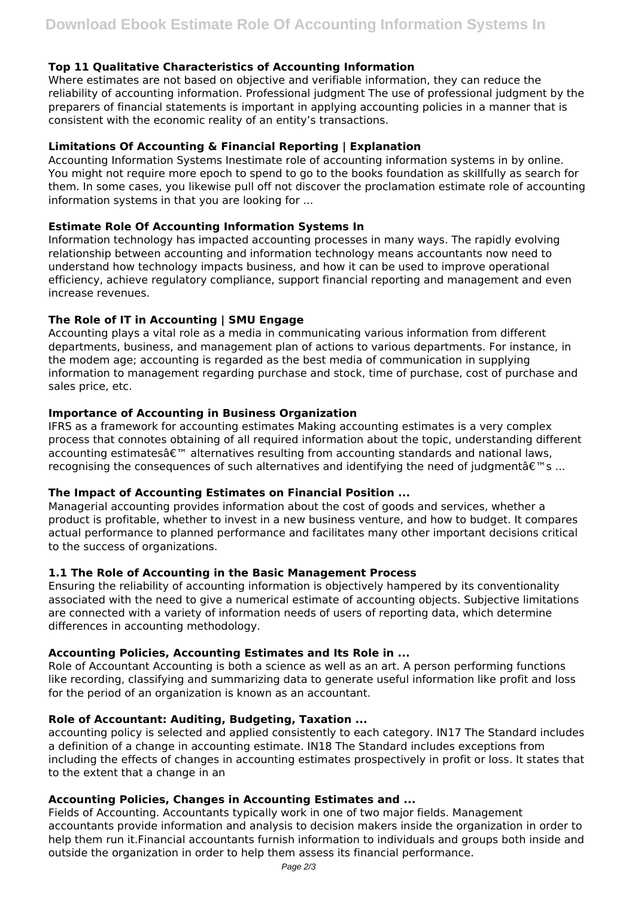### Top 11 Qualitative Characteristics of Accounting Information

Where estimates are not based on objective and verifiable information, they can reduce the reliability of accounting information. Professional judgment The use of professional judgment by the preparers of financial statements is important in applying accounting policies in a manner that is consistent with the economic reality of an entity's transactions.

### Limitations Of Accounting & Financial Reporting | Explanation

Accounting Information Systems Inestimate role of accounting information systems in by online. You might not require more epoch to spend to go to the books foundation as skillfully as search for them. In some cases, you likewise pull off not discover the proclamation estimate role of accounting information systems in that you are looking for ...

### Estimate Role Of Accounting Information Systems In

Information technology has impacted accounting processes in many ways. The rapidly evolving relationship between accounting and information technology means accountants now need to understand how technology impacts business, and how it can be used to improve operational efficiency, achieve regulatory compliance, support financial reporting and management and even increase revenues.

### The Role of IT in Accounting | SMU Engage

Accounting plays a vital role as a media in communicating various information from different departments, business, and management plan of actions to various departments. For instance, in the modem age; accounting is regarded as the best media of communication in supplying information to management regarding purchase and stock, time of purchase, cost of purchase and sales price, etc.

### Importance of Accounting in Business Organization

IFRS as a framework for accounting estimates Making accounting estimates is a very complex process that connotes obtaining of all required information about the topic, understanding different accounting estimatesâ€™ alternatives resulting from accounting standards and national laws, recognising the consequences of such alternatives and identifying the need of judgmentâ€™s ...

### The Impact of Accounting Estimates on Financial Position ...

Managerial accounting provides information about the cost of goods and services, whether a product is profitable, whether to invest in a new business venture, and how to budget. It compares actual performance to planned performance and facilitates many other important decisions critical to the success of organizations.

### 1.1 The Role of Accounting in the Basic Management Process

Ensuring the reliability of accounting information is objectively hampered by its conventionality associated with the need to give a numerical estimate of accounting objects. Subjective limitations are connected with a variety of information needs of users of reporting data, which determine differences in accounting methodology.

### Accounting Policies, Accounting Estimates and Its Role in ...

Role of Accountant Accounting is both a science as well as an art. A person performing functions like recording, classifying and summarizing data to generate useful information like profit and loss for the period of an organization is known as an accountant.

### Role of Accountant: Auditing, Budgeting, Taxation ...

accounting policy is selected and applied consistently to each category. IN17 The Standard includes a definition of a change in accounting estimate. IN18 The Standard includes exceptions from including the effects of changes in accounting estimates prospectively in profit or loss. It states that to the extent that a change in an

### Accounting Policies, Changes in Accounting Estimates and ...

Fields of Accounting. Accountants typically work in one of two major fields. Management accountants provide information and analysis to decision makers inside the organization in order to help them run it.Financial accountants furnish information to individuals and groups both inside and outside the organization in order to help them assess its financial performance.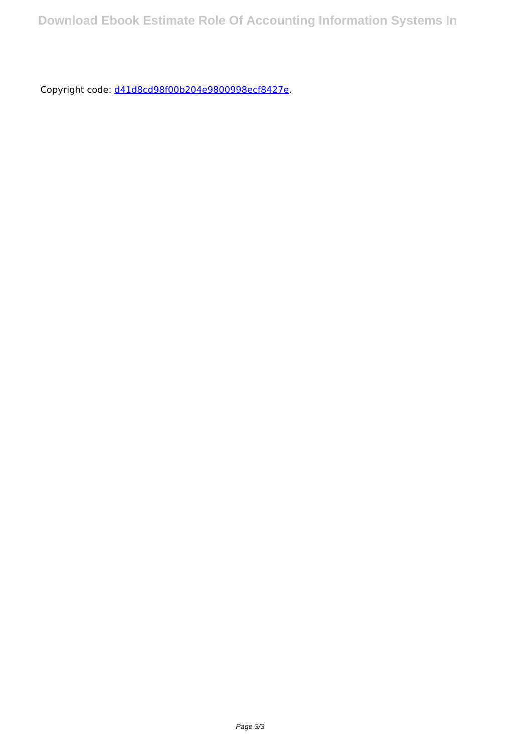Copyright code: [d41d8cd98f00b204e9800998ecf8427e](d41d8cd98f00b204e9800998ecf8427e).